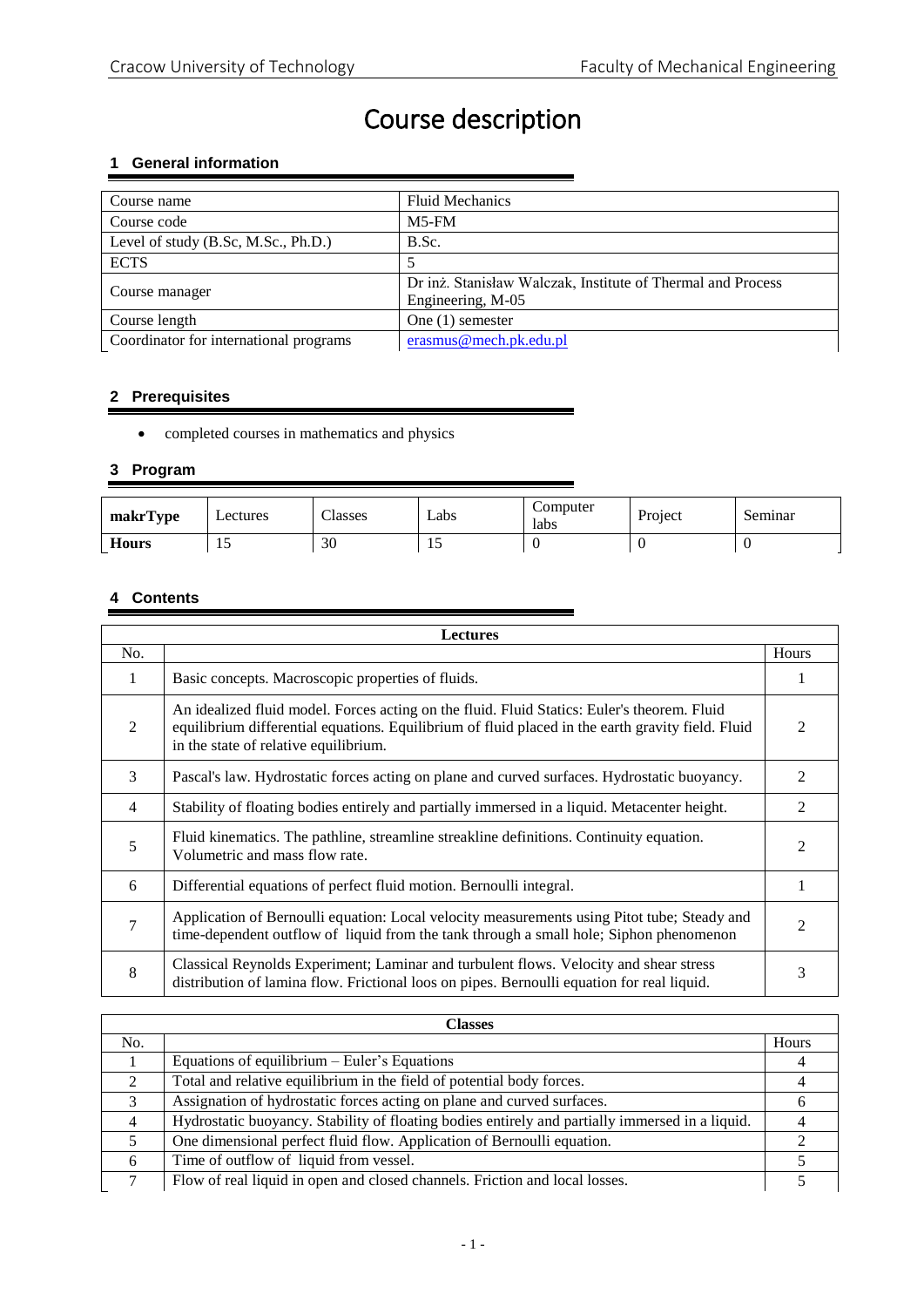# Course description

## 1 General information

| | |
|---|---|
| Course name | Fluid Mechanics |
| Course code | M5-FM |
| Level of study (B.Sc, M.Sc., Ph.D.) | B.Sc. |
| ECTS | 5 |
| Course manager | Dr inż. Stanisław Walczak, Institute of Thermal and Process Engineering, M-05 |
| Course length | One (1) semester |
| Coordinator for international programs | erasmus@mech.pk.edu.pl |

## 2 Prerequisites

- completed courses in mathematics and physics

## 3 Program

| **makrType** | Lectures | Classes | Labs | Computer labs | Project | Seminar |
|---|---|---|---|---|---|---|
| **Hours** | 15 | 30 | 15 | 0 | 0 | 0 |

## 4 Contents

| **Lectures** | | |
|---|---|---|
| No. | | Hours |
| 1 | Basic concepts. Macroscopic properties of fluids. | 1 |
| 2 | An idealized fluid model. Forces acting on the fluid. Fluid Statics: Euler's theorem. Fluid equilibrium differential equations. Equilibrium of fluid placed in the earth gravity field. Fluid in the state of relative equilibrium. | 2 |
| 3 | Pascal's law. Hydrostatic forces acting on plane and curved surfaces. Hydrostatic buoyancy. | 2 |
| 4 | Stability of floating bodies entirely and partially immersed in a liquid. Metacenter height. | 2 |
| 5 | Fluid kinematics. The pathline, streamline streakline definitions. Continuity equation. Volumetric and mass flow rate. | 2 |
| 6 | Differential equations of perfect fluid motion. Bernoulli integral. | 1 |
| 7 | Application of Bernoulli equation: Local velocity measurements using Pitot tube; Steady and time-dependent outflow of liquid from the tank through a small hole; Siphon phenomenon | 2 |
| 8 | Classical Reynolds Experiment; Laminar and turbulent flows. Velocity and shear stress distribution of lamina flow. Frictional loos on pipes. Bernoulli equation for real liquid. | 3 |

| **Classes** | | |
|---|---|---|
| No. | | Hours |
| 1 | Equations of equilibrium – Euler's Equations | 4 |
| 2 | Total and relative equilibrium in the field of potential body forces. | 4 |
| 3 | Assignation of hydrostatic forces acting on plane and curved surfaces. | 6 |
| 4 | Hydrostatic buoyancy. Stability of floating bodies entirely and partially immersed in a liquid. | 4 |
| 5 | One dimensional perfect fluid flow. Application of Bernoulli equation. | 2 |
| 6 | Time of outflow of liquid from vessel. | 5 |
| 7 | Flow of real liquid in open and closed channels. Friction and local losses. | 5 |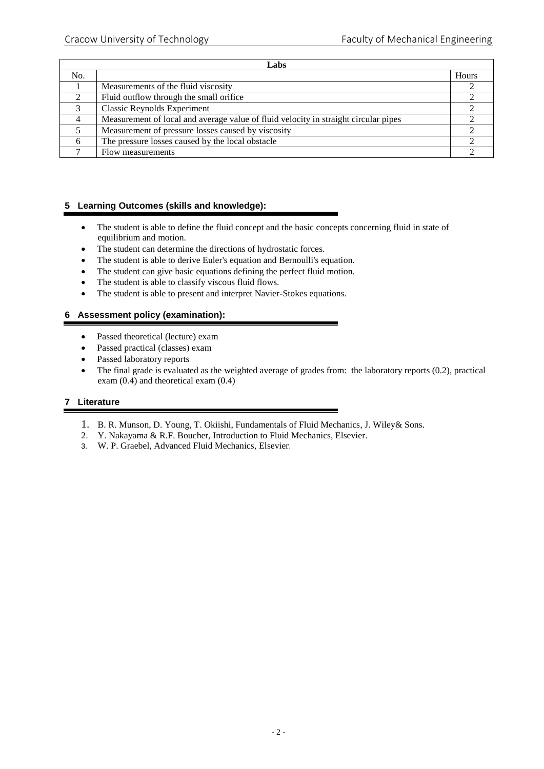| Labs | | |
|---|---|---|
| No. | | Hours |
| 1 | Measurements of the fluid viscosity | 2 |
| 2 | Fluid outflow through the small orifice | 2 |
| 3 | Classic Reynolds Experiment | 2 |
| 4 | Measurement of local and average value of fluid velocity in straight circular pipes | 2 |
| 5 | Measurement of pressure losses caused by viscosity | 2 |
| 6 | The pressure losses caused by the local obstacle | 2 |
| 7 | Flow measurements | 2 |

## 5 Learning Outcomes (skills and knowledge):

- The student is able to define the fluid concept and the basic concepts concerning fluid in state of equilibrium and motion.
- The student can determine the directions of hydrostatic forces.
- The student is able to derive Euler's equation and Bernoulli's equation.
- The student can give basic equations defining the perfect fluid motion.
- The student is able to classify viscous fluid flows.
- The student is able to present and interpret Navier-Stokes equations.

## 6 Assessment policy (examination):

- Passed theoretical (lecture) exam
- Passed practical (classes) exam
- Passed laboratory reports
- The final grade is evaluated as the weighted average of grades from: the laboratory reports (0.2), practical exam (0.4) and theoretical exam (0.4)

## 7 Literature

1. B. R. Munson, D. Young, T. Okiishi, Fundamentals of Fluid Mechanics, J. Wiley& Sons.
2. Y. Nakayama & R.F. Boucher, Introduction to Fluid Mechanics, Elsevier.
3. W. P. Graebel, Advanced Fluid Mechanics, Elsevier.